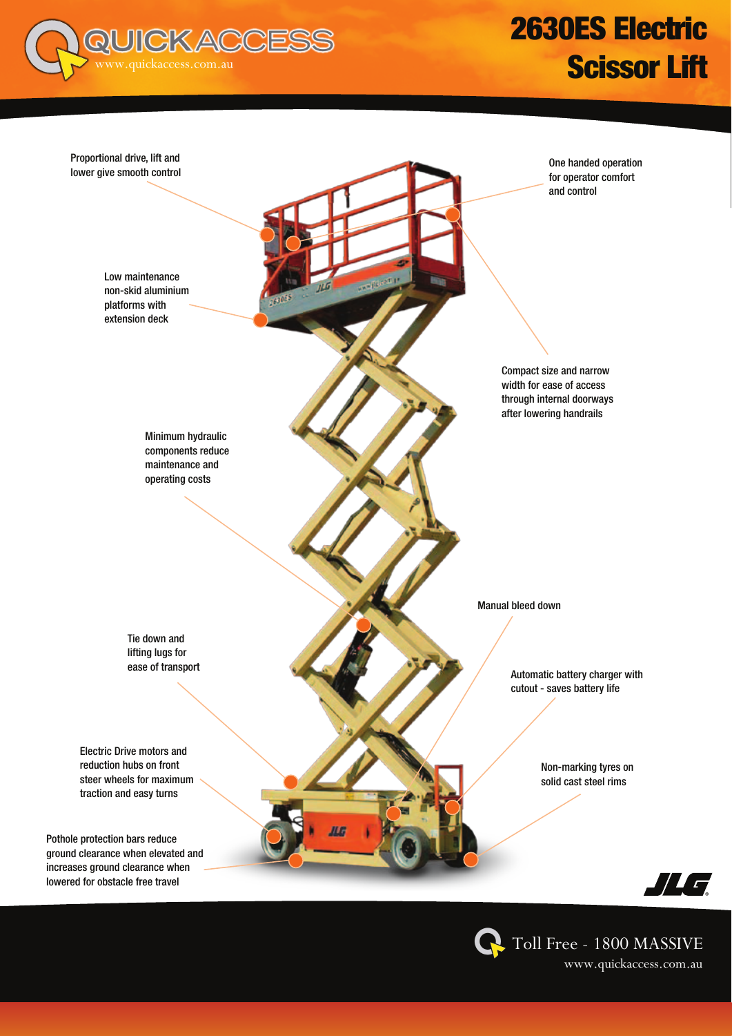# 2630ES Electric Scissor Lift

QUICKACCESS
www.quickaccess.com.au

Proportional drive, lift and lower give smooth control

One handed operation for operator comfort and control

Low maintenance non-skid aluminium platforms with extension deck

Compact size and narrow width for ease of access through internal doorways after lowering handrails

Minimum hydraulic components reduce maintenance and operating costs

Manual bleed down

Tie down and lifting lugs for ease of transport

Automatic battery charger with cutout - saves battery life

Electric Drive motors and reduction hubs on front steer wheels for maximum traction and easy turns

Non-marking tyres on solid cast steel rims

Pothole protection bars reduce ground clearance when elevated and increases ground clearance when lowered for obstacle free travel

JLG

Toll Free - 1800 MASSIVE
www.quickaccess.com.au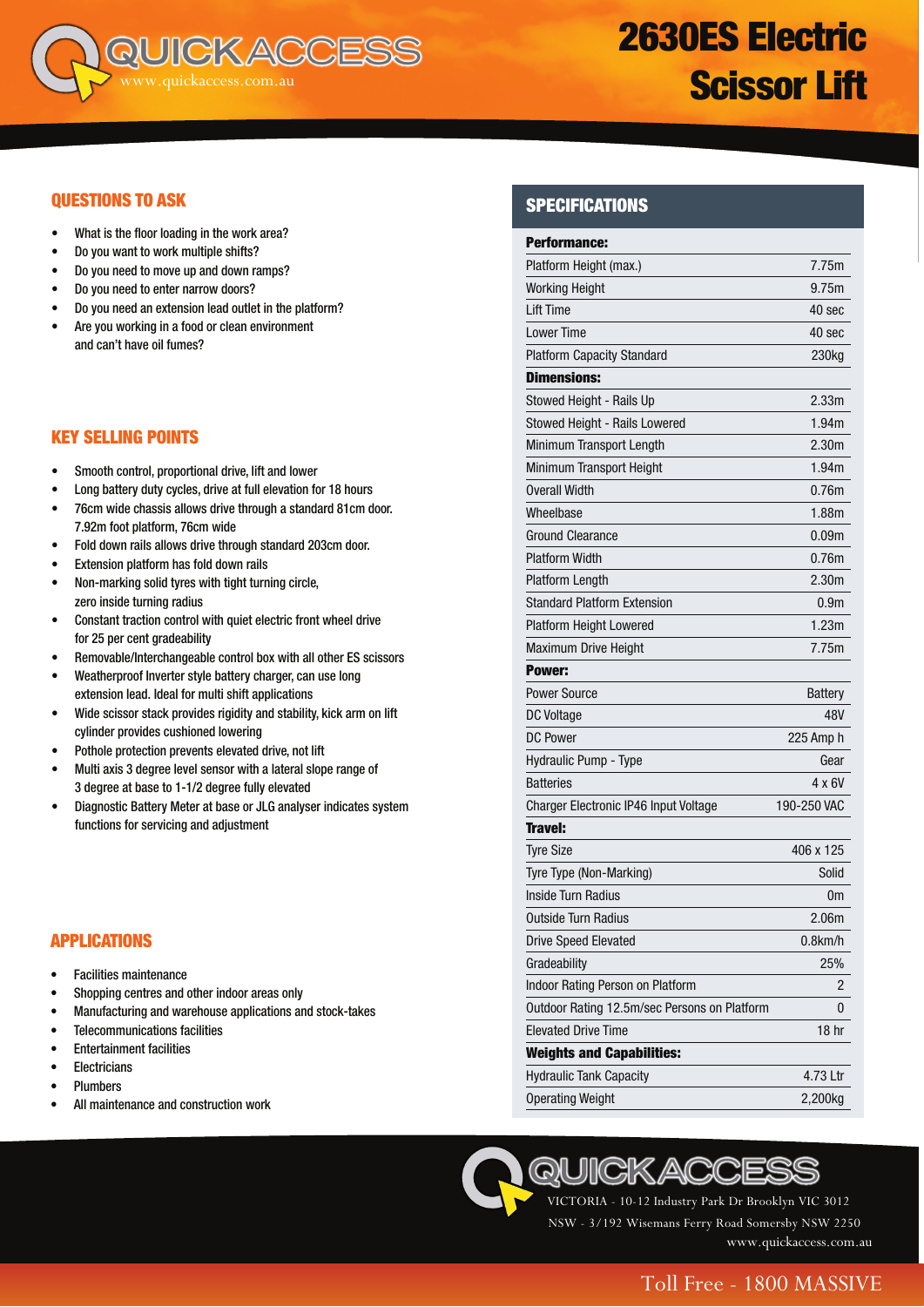QUICKACCESS
www.quickaccess.com.au

# 2630ES Electric Scissor Lift

## QUESTIONS TO ASK

- What is the floor loading in the work area?
- Do you want to work multiple shifts?
- Do you need to move up and down ramps?
- Do you need to enter narrow doors?
- Do you need an extension lead outlet in the platform?
- Are you working in a food or clean environment and can't have oil fumes?

## KEY SELLING POINTS

- Smooth control, proportional drive, lift and lower
- Long battery duty cycles, drive at full elevation for 18 hours
- 76cm wide chassis allows drive through a standard 81cm door. 7.92m foot platform, 76cm wide
- Fold down rails allows drive through standard 203cm door.
- Extension platform has fold down rails
- Non-marking solid tyres with tight turning circle, zero inside turning radius
- Constant traction control with quiet electric front wheel drive for 25 per cent gradeability
- Removable/Interchangeable control box with all other ES scissors
- Weatherproof Inverter style battery charger, can use long extension lead. Ideal for multi shift applications
- Wide scissor stack provides rigidity and stability, kick arm on lift cylinder provides cushioned lowering
- Pothole protection prevents elevated drive, not lift
- Multi axis 3 degree level sensor with a lateral slope range of 3 degree at base to 1-1/2 degree fully elevated
- Diagnostic Battery Meter at base or JLG analyser indicates system functions for servicing and adjustment

## APPLICATIONS

- Facilities maintenance
- Shopping centres and other indoor areas only
- Manufacturing and warehouse applications and stock-takes
- Telecommunications facilities
- Entertainment facilities
- Electricians
- Plumbers
- All maintenance and construction work

## SPECIFICATIONS

| | |
|---|---|
| **Performance:** | |
| Platform Height (max.) | 7.75m |
| Working Height | 9.75m |
| Lift Time | 40 sec |
| Lower Time | 40 sec |
| Platform Capacity Standard | 230kg |
| **Dimensions:** | |
| Stowed Height - Rails Up | 2.33m |
| Stowed Height - Rails Lowered | 1.94m |
| Minimum Transport Length | 2.30m |
| Minimum Transport Height | 1.94m |
| Overall Width | 0.76m |
| Wheelbase | 1.88m |
| Ground Clearance | 0.09m |
| Platform Width | 0.76m |
| Platform Length | 2.30m |
| Standard Platform Extension | 0.9m |
| Platform Height Lowered | 1.23m |
| Maximum Drive Height | 7.75m |
| **Power:** | |
| Power Source | Battery |
| DC Voltage | 48V |
| DC Power | 225 Amp h |
| Hydraulic Pump - Type | Gear |
| Batteries | 4 x 6V |
| Charger Electronic IP46 Input Voltage | 190-250 VAC |
| **Travel:** | |
| Tyre Size | 406 x 125 |
| Tyre Type (Non-Marking) | Solid |
| Inside Turn Radius | 0m |
| Outside Turn Radius | 2.06m |
| Drive Speed Elevated | 0.8km/h |
| Gradeability | 25% |
| Indoor Rating Person on Platform | 2 |
| Outdoor Rating 12.5m/sec Persons on Platform | 0 |
| Elevated Drive Time | 18 hr |
| **Weights and Capabilities:** | |
| Hydraulic Tank Capacity | 4.73 Ltr |
| Operating Weight | 2,200kg |

QUICKACCESS

VICTORIA - 10-12 Industry Park Dr Brooklyn VIC 3012

NSW - 3/192 Wisemans Ferry Road Somersby NSW 2250

www.quickaccess.com.au

Toll Free - 1800 MASSIVE